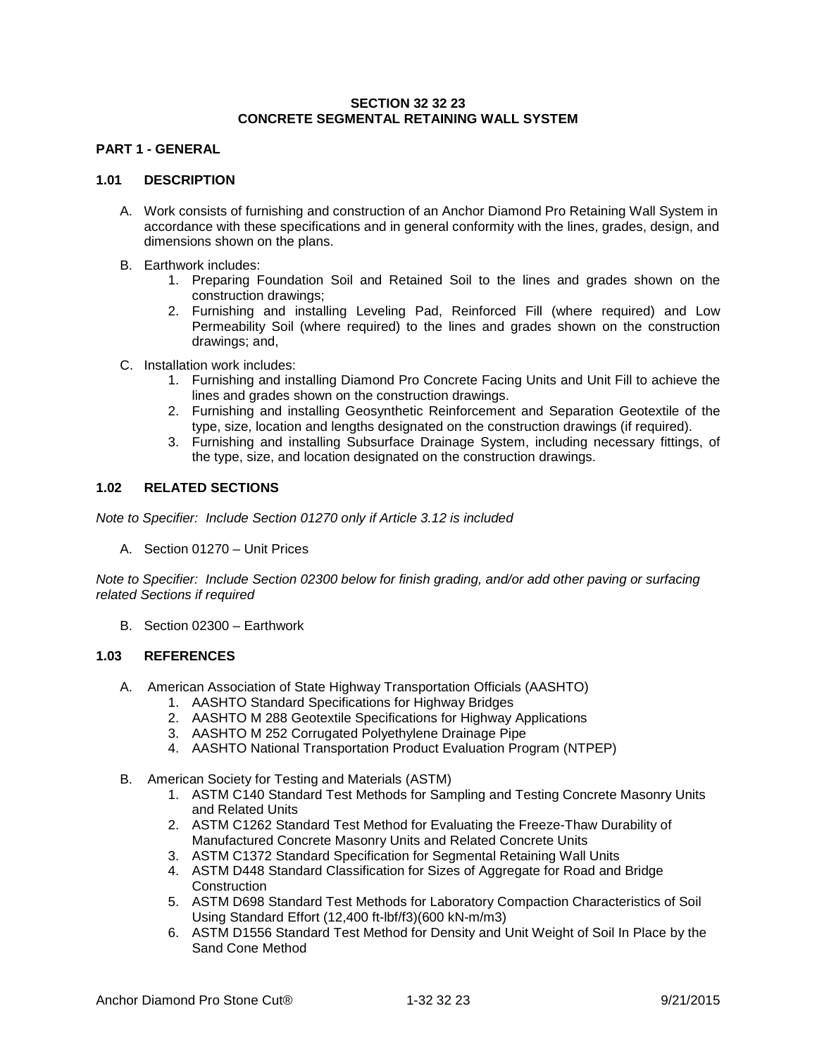# SECTION 32 32 23
# CONCRETE SEGMENTAL RETAINING WALL SYSTEM

## PART 1 - GENERAL

### 1.01 DESCRIPTION

A. Work consists of furnishing and construction of an Anchor Diamond Pro Retaining Wall System in accordance with these specifications and in general conformity with the lines, grades, design, and dimensions shown on the plans.

B. Earthwork includes:
   1. Preparing Foundation Soil and Retained Soil to the lines and grades shown on the construction drawings;
   2. Furnishing and installing Leveling Pad, Reinforced Fill (where required) and Low Permeability Soil (where required) to the lines and grades shown on the construction drawings; and,

C. Installation work includes:
   1. Furnishing and installing Diamond Pro Concrete Facing Units and Unit Fill to achieve the lines and grades shown on the construction drawings.
   2. Furnishing and installing Geosynthetic Reinforcement and Separation Geotextile of the type, size, location and lengths designated on the construction drawings (if required).
   3. Furnishing and installing Subsurface Drainage System, including necessary fittings, of the type, size, and location designated on the construction drawings.

### 1.02 RELATED SECTIONS

*Note to Specifier: Include Section 01270 only if Article 3.12 is included*

A. Section 01270 – Unit Prices

*Note to Specifier: Include Section 02300 below for finish grading, and/or add other paving or surfacing related Sections if required*

B. Section 02300 – Earthwork

### 1.03 REFERENCES

A. American Association of State Highway Transportation Officials (AASHTO)
   1. AASHTO Standard Specifications for Highway Bridges
   2. AASHTO M 288 Geotextile Specifications for Highway Applications
   3. AASHTO M 252 Corrugated Polyethylene Drainage Pipe
   4. AASHTO National Transportation Product Evaluation Program (NTPEP)

B. American Society for Testing and Materials (ASTM)
   1. ASTM C140 Standard Test Methods for Sampling and Testing Concrete Masonry Units and Related Units
   2. ASTM C1262 Standard Test Method for Evaluating the Freeze-Thaw Durability of Manufactured Concrete Masonry Units and Related Concrete Units
   3. ASTM C1372 Standard Specification for Segmental Retaining Wall Units
   4. ASTM D448 Standard Classification for Sizes of Aggregate for Road and Bridge Construction
   5. ASTM D698 Standard Test Methods for Laboratory Compaction Characteristics of Soil Using Standard Effort (12,400 ft-lbf/f3)(600 kN-m/m3)
   6. ASTM D1556 Standard Test Method for Density and Unit Weight of Soil In Place by the Sand Cone Method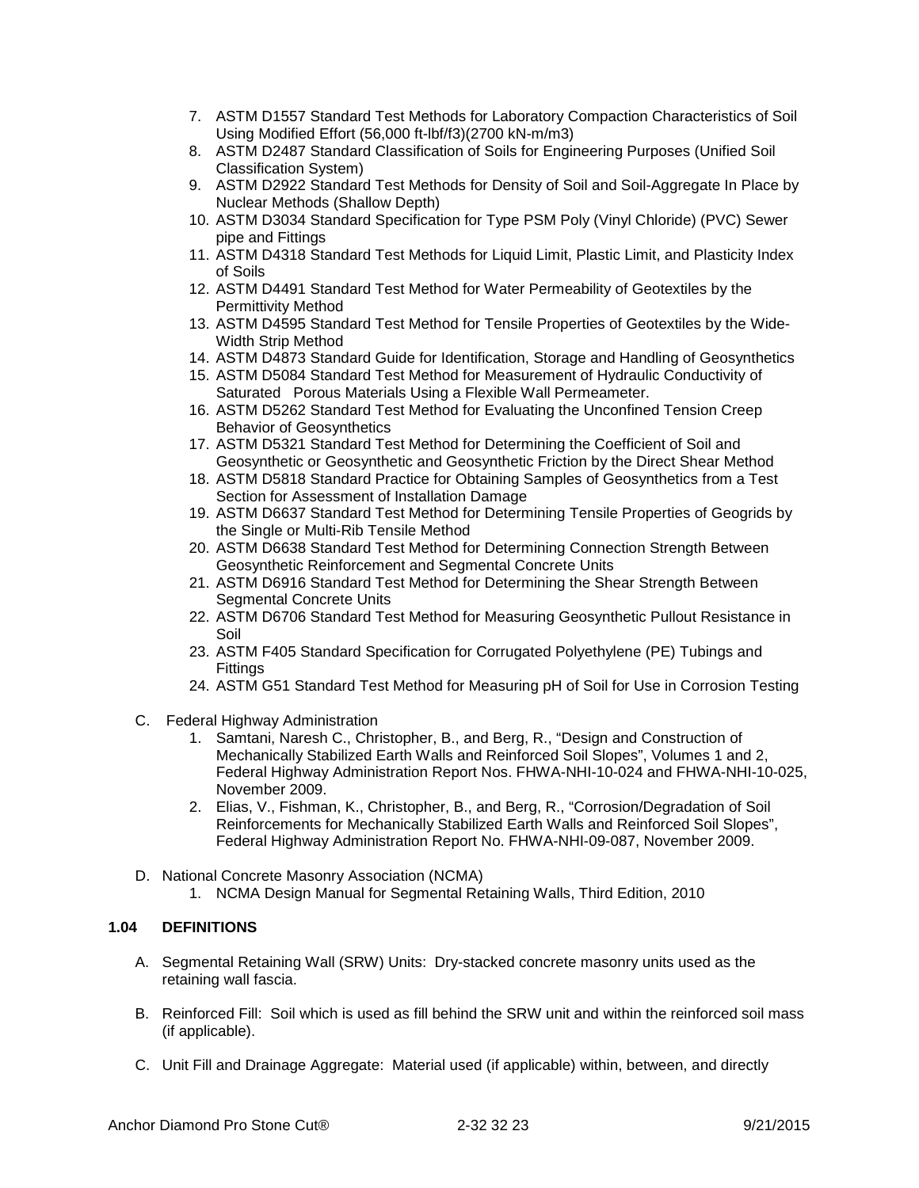7. ASTM D1557 Standard Test Methods for Laboratory Compaction Characteristics of Soil Using Modified Effort (56,000 ft-lbf/f3)(2700 kN-m/m3)
8. ASTM D2487 Standard Classification of Soils for Engineering Purposes (Unified Soil Classification System)
9. ASTM D2922 Standard Test Methods for Density of Soil and Soil-Aggregate In Place by Nuclear Methods (Shallow Depth)
10. ASTM D3034 Standard Specification for Type PSM Poly (Vinyl Chloride) (PVC) Sewer pipe and Fittings
11. ASTM D4318 Standard Test Methods for Liquid Limit, Plastic Limit, and Plasticity Index of Soils
12. ASTM D4491 Standard Test Method for Water Permeability of Geotextiles by the Permittivity Method
13. ASTM D4595 Standard Test Method for Tensile Properties of Geotextiles by the Wide-Width Strip Method
14. ASTM D4873 Standard Guide for Identification, Storage and Handling of Geosynthetics
15. ASTM D5084 Standard Test Method for Measurement of Hydraulic Conductivity of Saturated Porous Materials Using a Flexible Wall Permeameter.
16. ASTM D5262 Standard Test Method for Evaluating the Unconfined Tension Creep Behavior of Geosynthetics
17. ASTM D5321 Standard Test Method for Determining the Coefficient of Soil and Geosynthetic or Geosynthetic and Geosynthetic Friction by the Direct Shear Method
18. ASTM D5818 Standard Practice for Obtaining Samples of Geosynthetics from a Test Section for Assessment of Installation Damage
19. ASTM D6637 Standard Test Method for Determining Tensile Properties of Geogrids by the Single or Multi-Rib Tensile Method
20. ASTM D6638 Standard Test Method for Determining Connection Strength Between Geosynthetic Reinforcement and Segmental Concrete Units
21. ASTM D6916 Standard Test Method for Determining the Shear Strength Between Segmental Concrete Units
22. ASTM D6706 Standard Test Method for Measuring Geosynthetic Pullout Resistance in Soil
23. ASTM F405 Standard Specification for Corrugated Polyethylene (PE) Tubings and Fittings
24. ASTM G51 Standard Test Method for Measuring pH of Soil for Use in Corrosion Testing

C. Federal Highway Administration
   1. Samtani, Naresh C., Christopher, B., and Berg, R., "Design and Construction of Mechanically Stabilized Earth Walls and Reinforced Soil Slopes", Volumes 1 and 2, Federal Highway Administration Report Nos. FHWA-NHI-10-024 and FHWA-NHI-10-025, November 2009.
   2. Elias, V., Fishman, K., Christopher, B., and Berg, R., "Corrosion/Degradation of Soil Reinforcements for Mechanically Stabilized Earth Walls and Reinforced Soil Slopes", Federal Highway Administration Report No. FHWA-NHI-09-087, November 2009.

D. National Concrete Masonry Association (NCMA)
   1. NCMA Design Manual for Segmental Retaining Walls, Third Edition, 2010

**1.04 DEFINITIONS**

A. Segmental Retaining Wall (SRW) Units: Dry-stacked concrete masonry units used as the retaining wall fascia.

B. Reinforced Fill: Soil which is used as fill behind the SRW unit and within the reinforced soil mass (if applicable).

C. Unit Fill and Drainage Aggregate: Material used (if applicable) within, between, and directly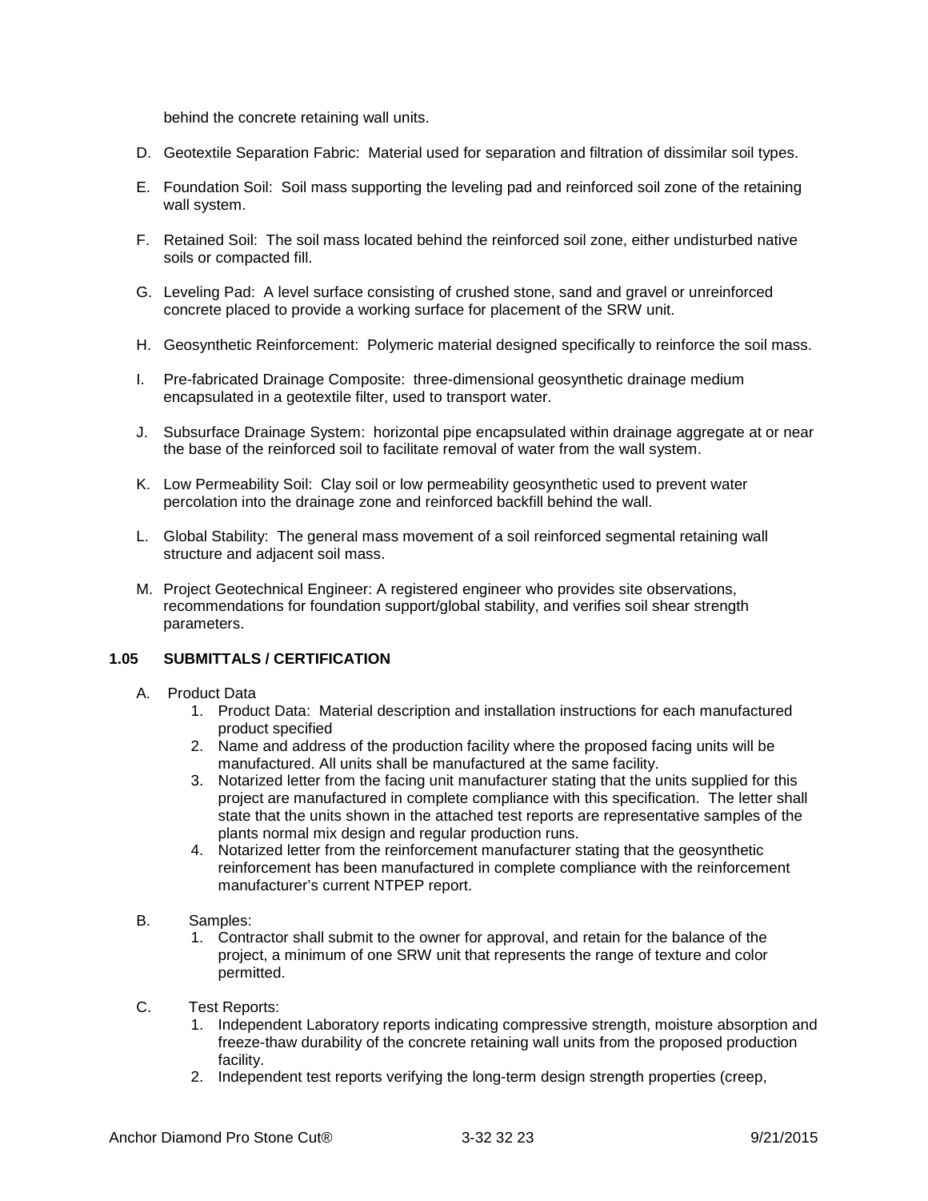behind the concrete retaining wall units.

D. Geotextile Separation Fabric: Material used for separation and filtration of dissimilar soil types.

E. Foundation Soil: Soil mass supporting the leveling pad and reinforced soil zone of the retaining wall system.

F. Retained Soil: The soil mass located behind the reinforced soil zone, either undisturbed native soils or compacted fill.

G. Leveling Pad: A level surface consisting of crushed stone, sand and gravel or unreinforced concrete placed to provide a working surface for placement of the SRW unit.

H. Geosynthetic Reinforcement: Polymeric material designed specifically to reinforce the soil mass.

I. Pre-fabricated Drainage Composite: three-dimensional geosynthetic drainage medium encapsulated in a geotextile filter, used to transport water.

J. Subsurface Drainage System: horizontal pipe encapsulated within drainage aggregate at or near the base of the reinforced soil to facilitate removal of water from the wall system.

K. Low Permeability Soil: Clay soil or low permeability geosynthetic used to prevent water percolation into the drainage zone and reinforced backfill behind the wall.

L. Global Stability: The general mass movement of a soil reinforced segmental retaining wall structure and adjacent soil mass.

M. Project Geotechnical Engineer: A registered engineer who provides site observations, recommendations for foundation support/global stability, and verifies soil shear strength parameters.

### 1.05 SUBMITTALS / CERTIFICATION

A. Product Data
   1. Product Data: Material description and installation instructions for each manufactured product specified
   2. Name and address of the production facility where the proposed facing units will be manufactured. All units shall be manufactured at the same facility.
   3. Notarized letter from the facing unit manufacturer stating that the units supplied for this project are manufactured in complete compliance with this specification. The letter shall state that the units shown in the attached test reports are representative samples of the plants normal mix design and regular production runs.
   4. Notarized letter from the reinforcement manufacturer stating that the geosynthetic reinforcement has been manufactured in complete compliance with the reinforcement manufacturer's current NTPEP report.

B. Samples:
   1. Contractor shall submit to the owner for approval, and retain for the balance of the project, a minimum of one SRW unit that represents the range of texture and color permitted.

C. Test Reports:
   1. Independent Laboratory reports indicating compressive strength, moisture absorption and freeze-thaw durability of the concrete retaining wall units from the proposed production facility.
   2. Independent test reports verifying the long-term design strength properties (creep,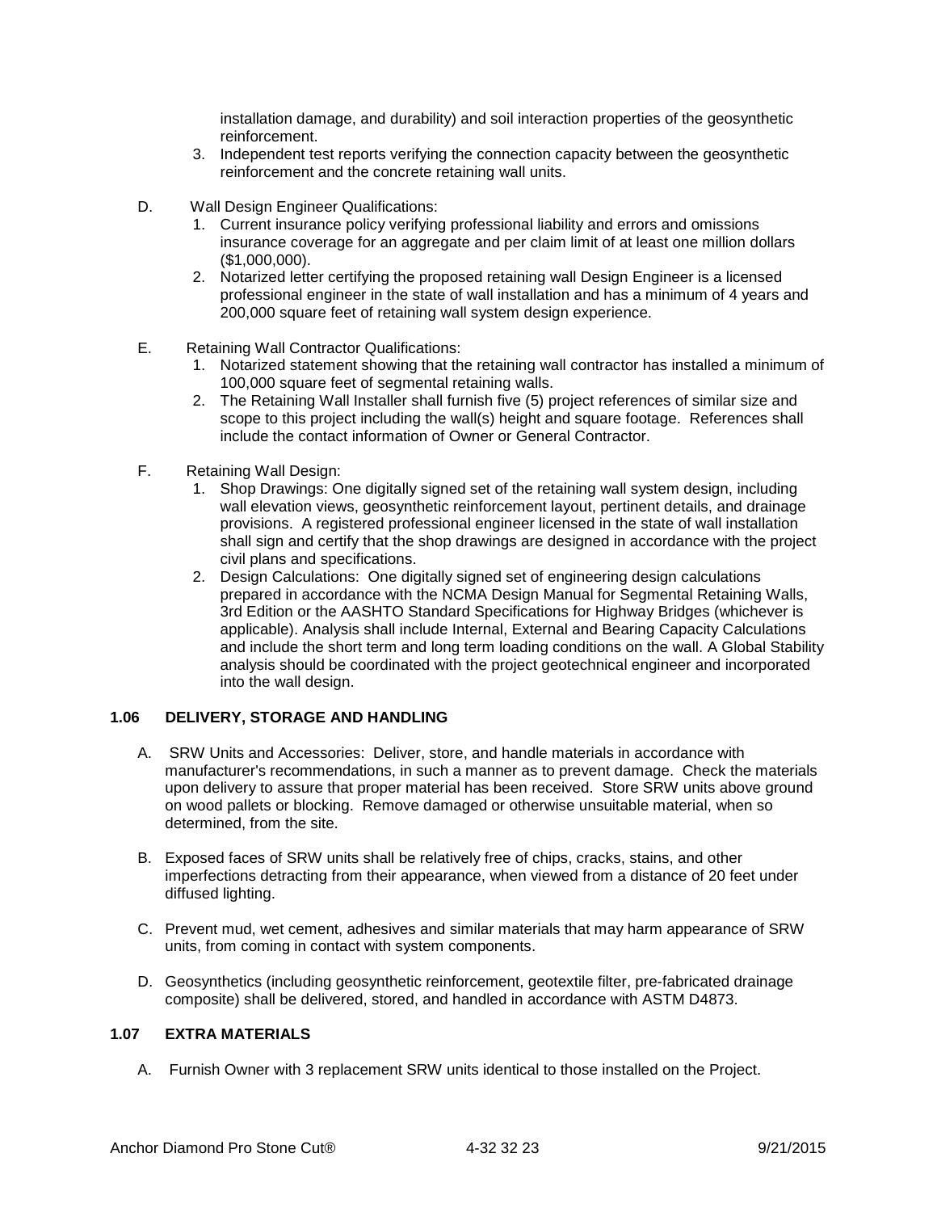installation damage, and durability) and soil interaction properties of the geosynthetic reinforcement.

3. Independent test reports verifying the connection capacity between the geosynthetic reinforcement and the concrete retaining wall units.

D. Wall Design Engineer Qualifications:
   1. Current insurance policy verifying professional liability and errors and omissions insurance coverage for an aggregate and per claim limit of at least one million dollars ($1,000,000).
   2. Notarized letter certifying the proposed retaining wall Design Engineer is a licensed professional engineer in the state of wall installation and has a minimum of 4 years and 200,000 square feet of retaining wall system design experience.

E. Retaining Wall Contractor Qualifications:
   1. Notarized statement showing that the retaining wall contractor has installed a minimum of 100,000 square feet of segmental retaining walls.
   2. The Retaining Wall Installer shall furnish five (5) project references of similar size and scope to this project including the wall(s) height and square footage. References shall include the contact information of Owner or General Contractor.

F. Retaining Wall Design:
   1. Shop Drawings: One digitally signed set of the retaining wall system design, including wall elevation views, geosynthetic reinforcement layout, pertinent details, and drainage provisions. A registered professional engineer licensed in the state of wall installation shall sign and certify that the shop drawings are designed in accordance with the project civil plans and specifications.
   2. Design Calculations: One digitally signed set of engineering design calculations prepared in accordance with the NCMA Design Manual for Segmental Retaining Walls, 3rd Edition or the AASHTO Standard Specifications for Highway Bridges (whichever is applicable). Analysis shall include Internal, External and Bearing Capacity Calculations and include the short term and long term loading conditions on the wall. A Global Stability analysis should be coordinated with the project geotechnical engineer and incorporated into the wall design.

### 1.06 DELIVERY, STORAGE AND HANDLING

A. SRW Units and Accessories: Deliver, store, and handle materials in accordance with manufacturer's recommendations, in such a manner as to prevent damage. Check the materials upon delivery to assure that proper material has been received. Store SRW units above ground on wood pallets or blocking. Remove damaged or otherwise unsuitable material, when so determined, from the site.

B. Exposed faces of SRW units shall be relatively free of chips, cracks, stains, and other imperfections detracting from their appearance, when viewed from a distance of 20 feet under diffused lighting.

C. Prevent mud, wet cement, adhesives and similar materials that may harm appearance of SRW units, from coming in contact with system components.

D. Geosynthetics (including geosynthetic reinforcement, geotextile filter, pre-fabricated drainage composite) shall be delivered, stored, and handled in accordance with ASTM D4873.

### 1.07 EXTRA MATERIALS

A. Furnish Owner with 3 replacement SRW units identical to those installed on the Project.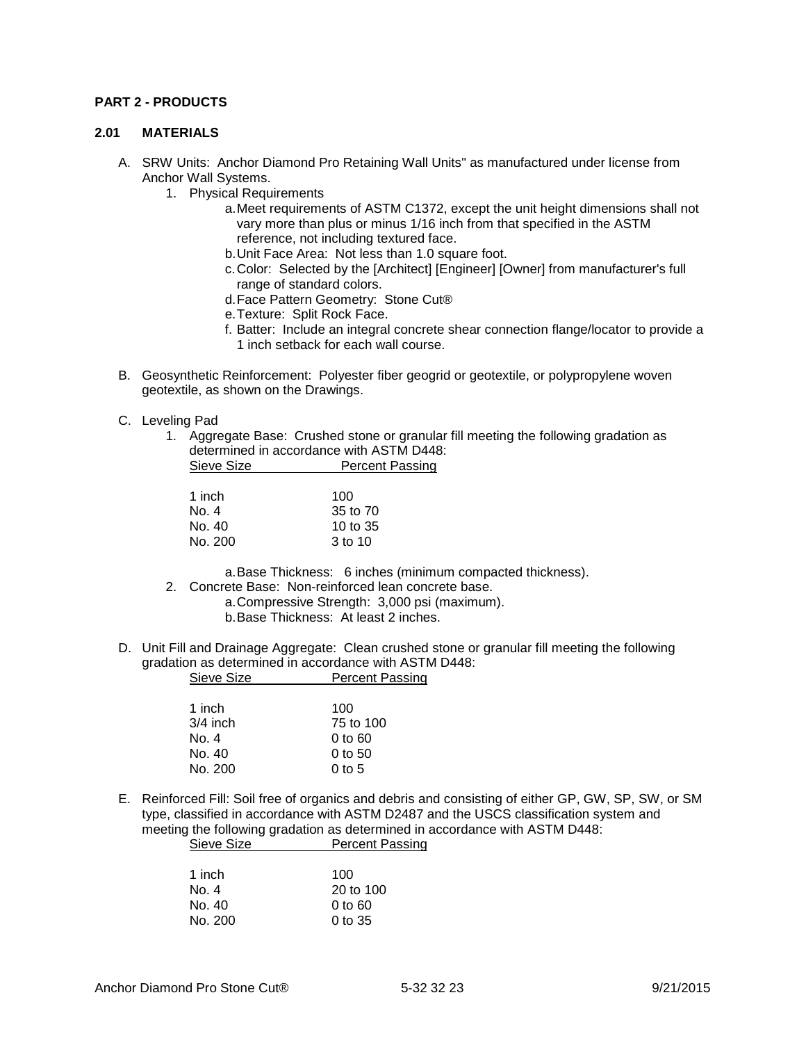## PART 2 - PRODUCTS

### 2.01 MATERIALS

A. SRW Units: Anchor Diamond Pro Retaining Wall Units" as manufactured under license from Anchor Wall Systems.
   1. Physical Requirements
      a. Meet requirements of ASTM C1372, except the unit height dimensions shall not vary more than plus or minus 1/16 inch from that specified in the ASTM reference, not including textured face.
      b. Unit Face Area: Not less than 1.0 square foot.
      c. Color: Selected by the [Architect] [Engineer] [Owner] from manufacturer's full range of standard colors.
      d. Face Pattern Geometry: Stone Cut®
      e. Texture: Split Rock Face.
      f. Batter: Include an integral concrete shear connection flange/locator to provide a 1 inch setback for each wall course.

B. Geosynthetic Reinforcement: Polyester fiber geogrid or geotextile, or polypropylene woven geotextile, as shown on the Drawings.

C. Leveling Pad
   1. Aggregate Base: Crushed stone or granular fill meeting the following gradation as determined in accordance with ASTM D448:

| Sieve Size | Percent Passing |
|---|---|
| 1 inch | 100 |
| No. 4 | 35 to 70 |
| No. 40 | 10 to 35 |
| No. 200 | 3 to 10 |

      a. Base Thickness: 6 inches (minimum compacted thickness).
   2. Concrete Base: Non-reinforced lean concrete base.
      a. Compressive Strength: 3,000 psi (maximum).
      b. Base Thickness: At least 2 inches.

D. Unit Fill and Drainage Aggregate: Clean crushed stone or granular fill meeting the following gradation as determined in accordance with ASTM D448:

| Sieve Size | Percent Passing |
|---|---|
| 1 inch | 100 |
| 3/4 inch | 75 to 100 |
| No. 4 | 0 to 60 |
| No. 40 | 0 to 50 |
| No. 200 | 0 to 5 |

E. Reinforced Fill: Soil free of organics and debris and consisting of either GP, GW, SP, SW, or SM type, classified in accordance with ASTM D2487 and the USCS classification system and meeting the following gradation as determined in accordance with ASTM D448:

| Sieve Size | Percent Passing |
|---|---|
| 1 inch | 100 |
| No. 4 | 20 to 100 |
| No. 40 | 0 to 60 |
| No. 200 | 0 to 35 |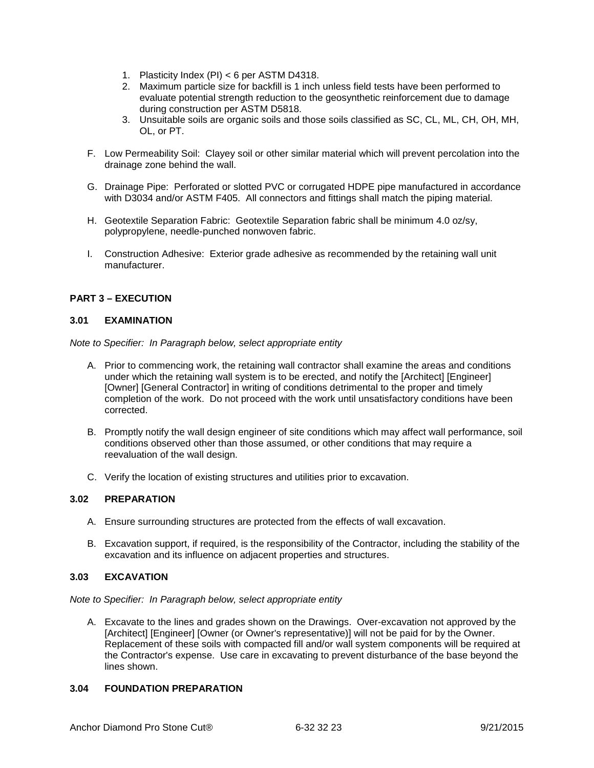1. Plasticity Index (PI) < 6 per ASTM D4318.
2. Maximum particle size for backfill is 1 inch unless field tests have been performed to evaluate potential strength reduction to the geosynthetic reinforcement due to damage during construction per ASTM D5818.
3. Unsuitable soils are organic soils and those soils classified as SC, CL, ML, CH, OH, MH, OL, or PT.

F. Low Permeability Soil: Clayey soil or other similar material which will prevent percolation into the drainage zone behind the wall.

G. Drainage Pipe: Perforated or slotted PVC or corrugated HDPE pipe manufactured in accordance with D3034 and/or ASTM F405. All connectors and fittings shall match the piping material.

H. Geotextile Separation Fabric: Geotextile Separation fabric shall be minimum 4.0 oz/sy, polypropylene, needle-punched nonwoven fabric.

I. Construction Adhesive: Exterior grade adhesive as recommended by the retaining wall unit manufacturer.

## PART 3 – EXECUTION

### 3.01 EXAMINATION

*Note to Specifier: In Paragraph below, select appropriate entity*

A. Prior to commencing work, the retaining wall contractor shall examine the areas and conditions under which the retaining wall system is to be erected, and notify the [Architect] [Engineer] [Owner] [General Contractor] in writing of conditions detrimental to the proper and timely completion of the work. Do not proceed with the work until unsatisfactory conditions have been corrected.

B. Promptly notify the wall design engineer of site conditions which may affect wall performance, soil conditions observed other than those assumed, or other conditions that may require a reevaluation of the wall design.

C. Verify the location of existing structures and utilities prior to excavation.

### 3.02 PREPARATION

A. Ensure surrounding structures are protected from the effects of wall excavation.

B. Excavation support, if required, is the responsibility of the Contractor, including the stability of the excavation and its influence on adjacent properties and structures.

### 3.03 EXCAVATION

*Note to Specifier: In Paragraph below, select appropriate entity*

A. Excavate to the lines and grades shown on the Drawings. Over-excavation not approved by the [Architect] [Engineer] [Owner (or Owner's representative)] will not be paid for by the Owner. Replacement of these soils with compacted fill and/or wall system components will be required at the Contractor's expense. Use care in excavating to prevent disturbance of the base beyond the lines shown.

### 3.04 FOUNDATION PREPARATION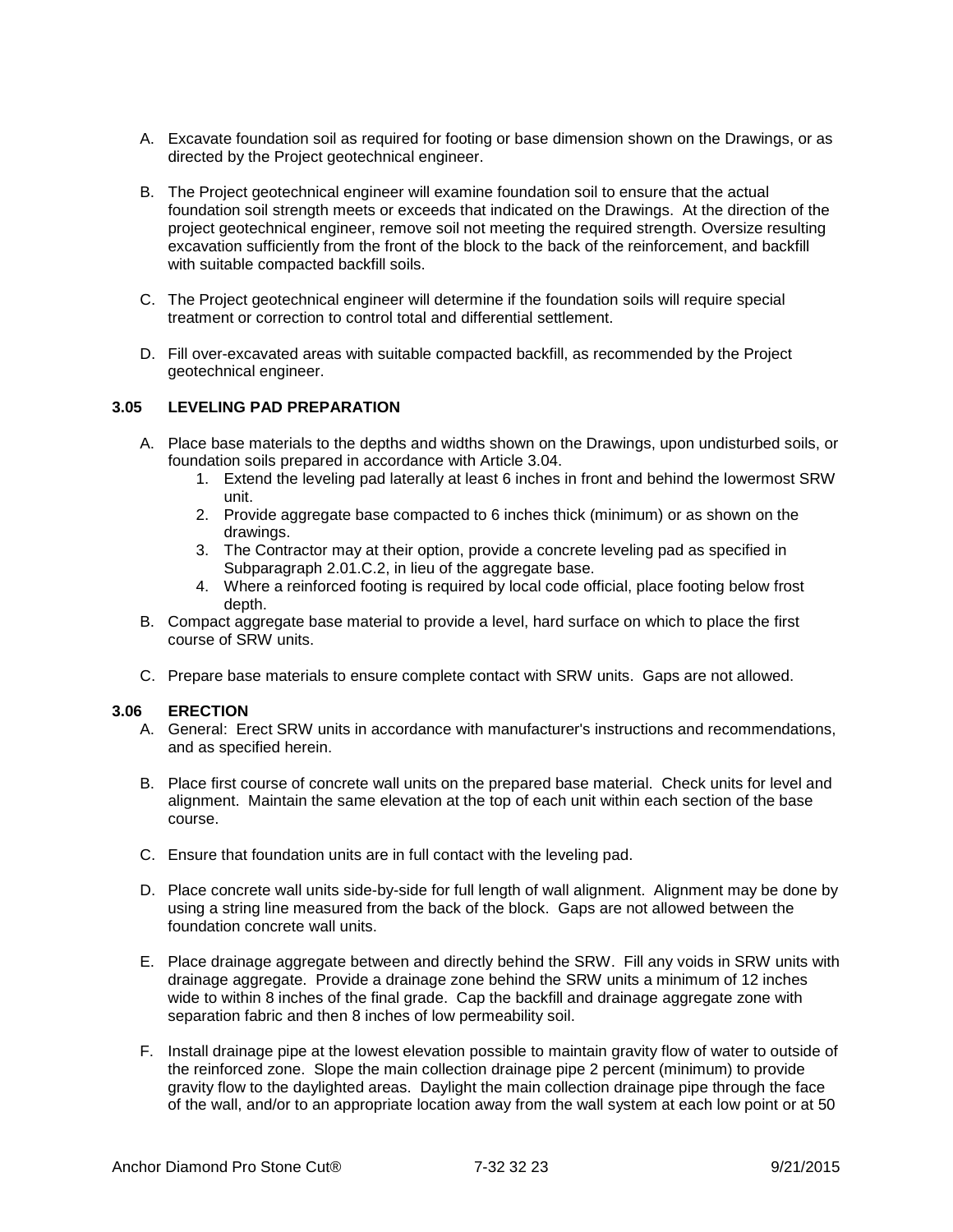A. Excavate foundation soil as required for footing or base dimension shown on the Drawings, or as directed by the Project geotechnical engineer.

B. The Project geotechnical engineer will examine foundation soil to ensure that the actual foundation soil strength meets or exceeds that indicated on the Drawings. At the direction of the project geotechnical engineer, remove soil not meeting the required strength. Oversize resulting excavation sufficiently from the front of the block to the back of the reinforcement, and backfill with suitable compacted backfill soils.

C. The Project geotechnical engineer will determine if the foundation soils will require special treatment or correction to control total and differential settlement.

D. Fill over-excavated areas with suitable compacted backfill, as recommended by the Project geotechnical engineer.

### 3.05 LEVELING PAD PREPARATION

A. Place base materials to the depths and widths shown on the Drawings, upon undisturbed soils, or foundation soils prepared in accordance with Article 3.04.
   1. Extend the leveling pad laterally at least 6 inches in front and behind the lowermost SRW unit.
   2. Provide aggregate base compacted to 6 inches thick (minimum) or as shown on the drawings.
   3. The Contractor may at their option, provide a concrete leveling pad as specified in Subparagraph 2.01.C.2, in lieu of the aggregate base.
   4. Where a reinforced footing is required by local code official, place footing below frost depth.

B. Compact aggregate base material to provide a level, hard surface on which to place the first course of SRW units.

C. Prepare base materials to ensure complete contact with SRW units. Gaps are not allowed.

### 3.06 ERECTION

A. General: Erect SRW units in accordance with manufacturer's instructions and recommendations, and as specified herein.

B. Place first course of concrete wall units on the prepared base material. Check units for level and alignment. Maintain the same elevation at the top of each unit within each section of the base course.

C. Ensure that foundation units are in full contact with the leveling pad.

D. Place concrete wall units side-by-side for full length of wall alignment. Alignment may be done by using a string line measured from the back of the block. Gaps are not allowed between the foundation concrete wall units.

E. Place drainage aggregate between and directly behind the SRW. Fill any voids in SRW units with drainage aggregate. Provide a drainage zone behind the SRW units a minimum of 12 inches wide to within 8 inches of the final grade. Cap the backfill and drainage aggregate zone with separation fabric and then 8 inches of low permeability soil.

F. Install drainage pipe at the lowest elevation possible to maintain gravity flow of water to outside of the reinforced zone. Slope the main collection drainage pipe 2 percent (minimum) to provide gravity flow to the daylighted areas. Daylight the main collection drainage pipe through the face of the wall, and/or to an appropriate location away from the wall system at each low point or at 50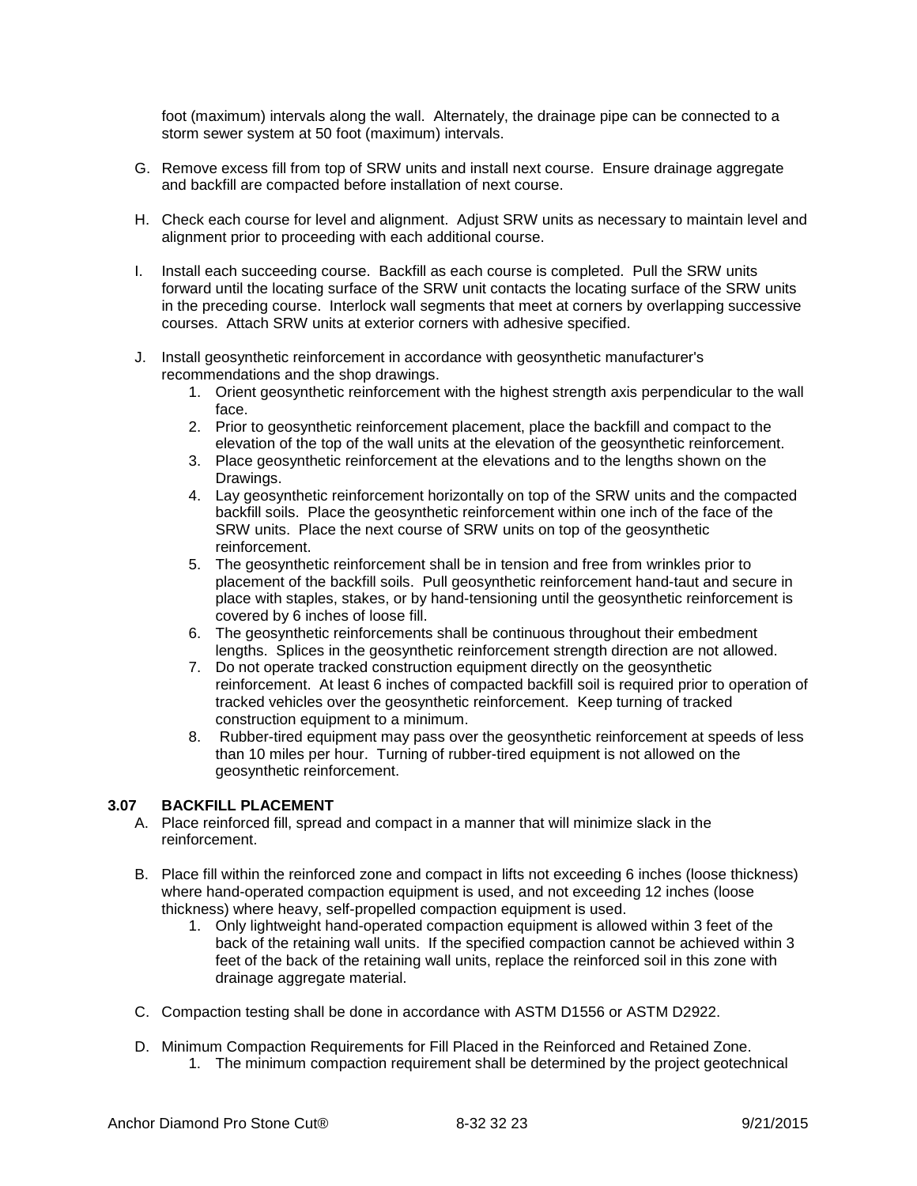foot (maximum) intervals along the wall. Alternately, the drainage pipe can be connected to a storm sewer system at 50 foot (maximum) intervals.

G. Remove excess fill from top of SRW units and install next course. Ensure drainage aggregate and backfill are compacted before installation of next course.

H. Check each course for level and alignment. Adjust SRW units as necessary to maintain level and alignment prior to proceeding with each additional course.

I. Install each succeeding course. Backfill as each course is completed. Pull the SRW units forward until the locating surface of the SRW unit contacts the locating surface of the SRW units in the preceding course. Interlock wall segments that meet at corners by overlapping successive courses. Attach SRW units at exterior corners with adhesive specified.

J. Install geosynthetic reinforcement in accordance with geosynthetic manufacturer's recommendations and the shop drawings.
   1. Orient geosynthetic reinforcement with the highest strength axis perpendicular to the wall face.
   2. Prior to geosynthetic reinforcement placement, place the backfill and compact to the elevation of the top of the wall units at the elevation of the geosynthetic reinforcement.
   3. Place geosynthetic reinforcement at the elevations and to the lengths shown on the Drawings.
   4. Lay geosynthetic reinforcement horizontally on top of the SRW units and the compacted backfill soils. Place the geosynthetic reinforcement within one inch of the face of the SRW units. Place the next course of SRW units on top of the geosynthetic reinforcement.
   5. The geosynthetic reinforcement shall be in tension and free from wrinkles prior to placement of the backfill soils. Pull geosynthetic reinforcement hand-taut and secure in place with staples, stakes, or by hand-tensioning until the geosynthetic reinforcement is covered by 6 inches of loose fill.
   6. The geosynthetic reinforcements shall be continuous throughout their embedment lengths. Splices in the geosynthetic reinforcement strength direction are not allowed.
   7. Do not operate tracked construction equipment directly on the geosynthetic reinforcement. At least 6 inches of compacted backfill soil is required prior to operation of tracked vehicles over the geosynthetic reinforcement. Keep turning of tracked construction equipment to a minimum.
   8. Rubber-tired equipment may pass over the geosynthetic reinforcement at speeds of less than 10 miles per hour. Turning of rubber-tired equipment is not allowed on the geosynthetic reinforcement.

### 3.07 BACKFILL PLACEMENT

A. Place reinforced fill, spread and compact in a manner that will minimize slack in the reinforcement.

B. Place fill within the reinforced zone and compact in lifts not exceeding 6 inches (loose thickness) where hand-operated compaction equipment is used, and not exceeding 12 inches (loose thickness) where heavy, self-propelled compaction equipment is used.
   1. Only lightweight hand-operated compaction equipment is allowed within 3 feet of the back of the retaining wall units. If the specified compaction cannot be achieved within 3 feet of the back of the retaining wall units, replace the reinforced soil in this zone with drainage aggregate material.

C. Compaction testing shall be done in accordance with ASTM D1556 or ASTM D2922.

D. Minimum Compaction Requirements for Fill Placed in the Reinforced and Retained Zone.
   1. The minimum compaction requirement shall be determined by the project geotechnical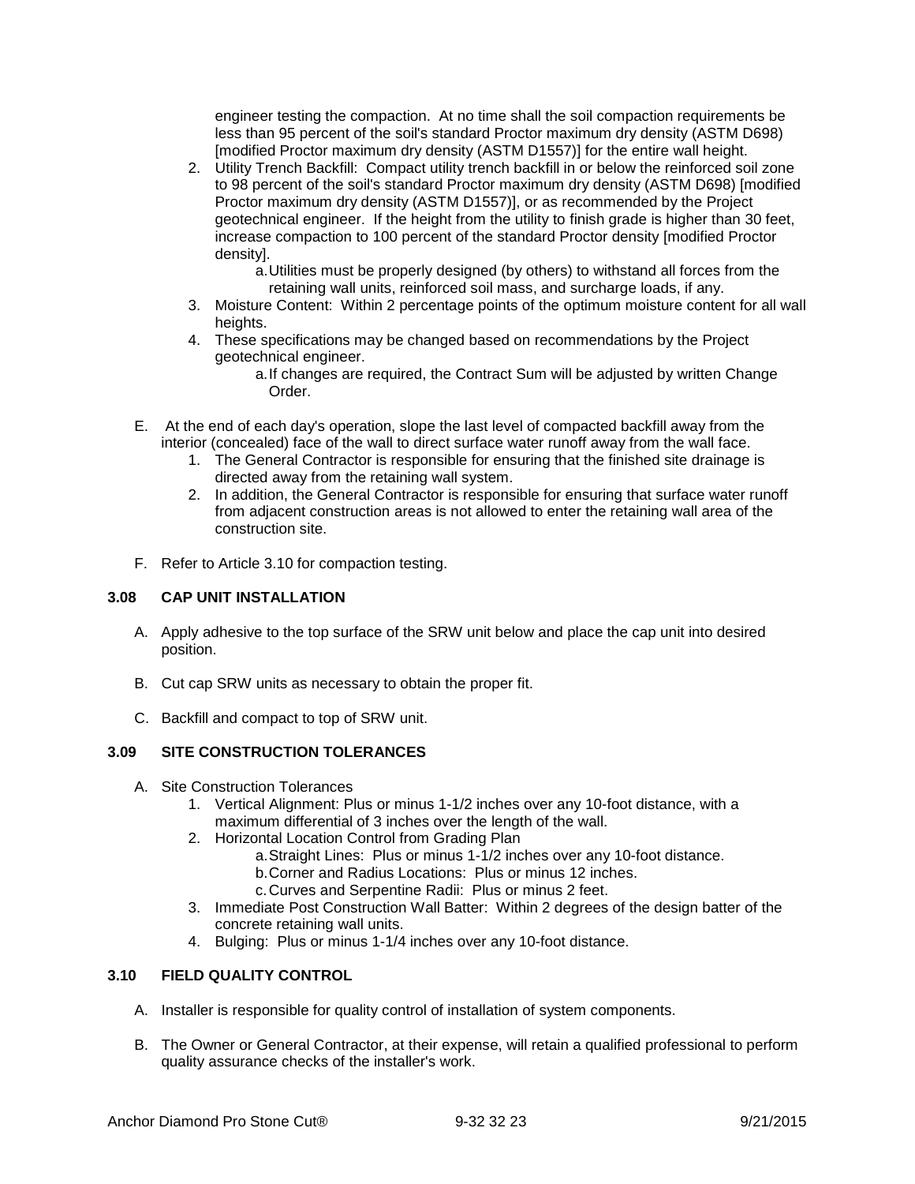engineer testing the compaction. At no time shall the soil compaction requirements be less than 95 percent of the soil's standard Proctor maximum dry density (ASTM D698) [modified Proctor maximum dry density (ASTM D1557)] for the entire wall height.

2. Utility Trench Backfill: Compact utility trench backfill in or below the reinforced soil zone to 98 percent of the soil's standard Proctor maximum dry density (ASTM D698) [modified Proctor maximum dry density (ASTM D1557)], or as recommended by the Project geotechnical engineer. If the height from the utility to finish grade is higher than 30 feet, increase compaction to 100 percent of the standard Proctor density [modified Proctor density].
   a. Utilities must be properly designed (by others) to withstand all forces from the retaining wall units, reinforced soil mass, and surcharge loads, if any.
3. Moisture Content: Within 2 percentage points of the optimum moisture content for all wall heights.
4. These specifications may be changed based on recommendations by the Project geotechnical engineer.
   a. If changes are required, the Contract Sum will be adjusted by written Change Order.

E. At the end of each day's operation, slope the last level of compacted backfill away from the interior (concealed) face of the wall to direct surface water runoff away from the wall face.
   1. The General Contractor is responsible for ensuring that the finished site drainage is directed away from the retaining wall system.
   2. In addition, the General Contractor is responsible for ensuring that surface water runoff from adjacent construction areas is not allowed to enter the retaining wall area of the construction site.

F. Refer to Article 3.10 for compaction testing.

## 3.08 CAP UNIT INSTALLATION

A. Apply adhesive to the top surface of the SRW unit below and place the cap unit into desired position.

B. Cut cap SRW units as necessary to obtain the proper fit.

C. Backfill and compact to top of SRW unit.

## 3.09 SITE CONSTRUCTION TOLERANCES

A. Site Construction Tolerances
   1. Vertical Alignment: Plus or minus 1-1/2 inches over any 10-foot distance, with a maximum differential of 3 inches over the length of the wall.
   2. Horizontal Location Control from Grading Plan
      a. Straight Lines: Plus or minus 1-1/2 inches over any 10-foot distance.
      b. Corner and Radius Locations: Plus or minus 12 inches.
      c. Curves and Serpentine Radii: Plus or minus 2 feet.
   3. Immediate Post Construction Wall Batter: Within 2 degrees of the design batter of the concrete retaining wall units.
   4. Bulging: Plus or minus 1-1/4 inches over any 10-foot distance.

## 3.10 FIELD QUALITY CONTROL

A. Installer is responsible for quality control of installation of system components.

B. The Owner or General Contractor, at their expense, will retain a qualified professional to perform quality assurance checks of the installer's work.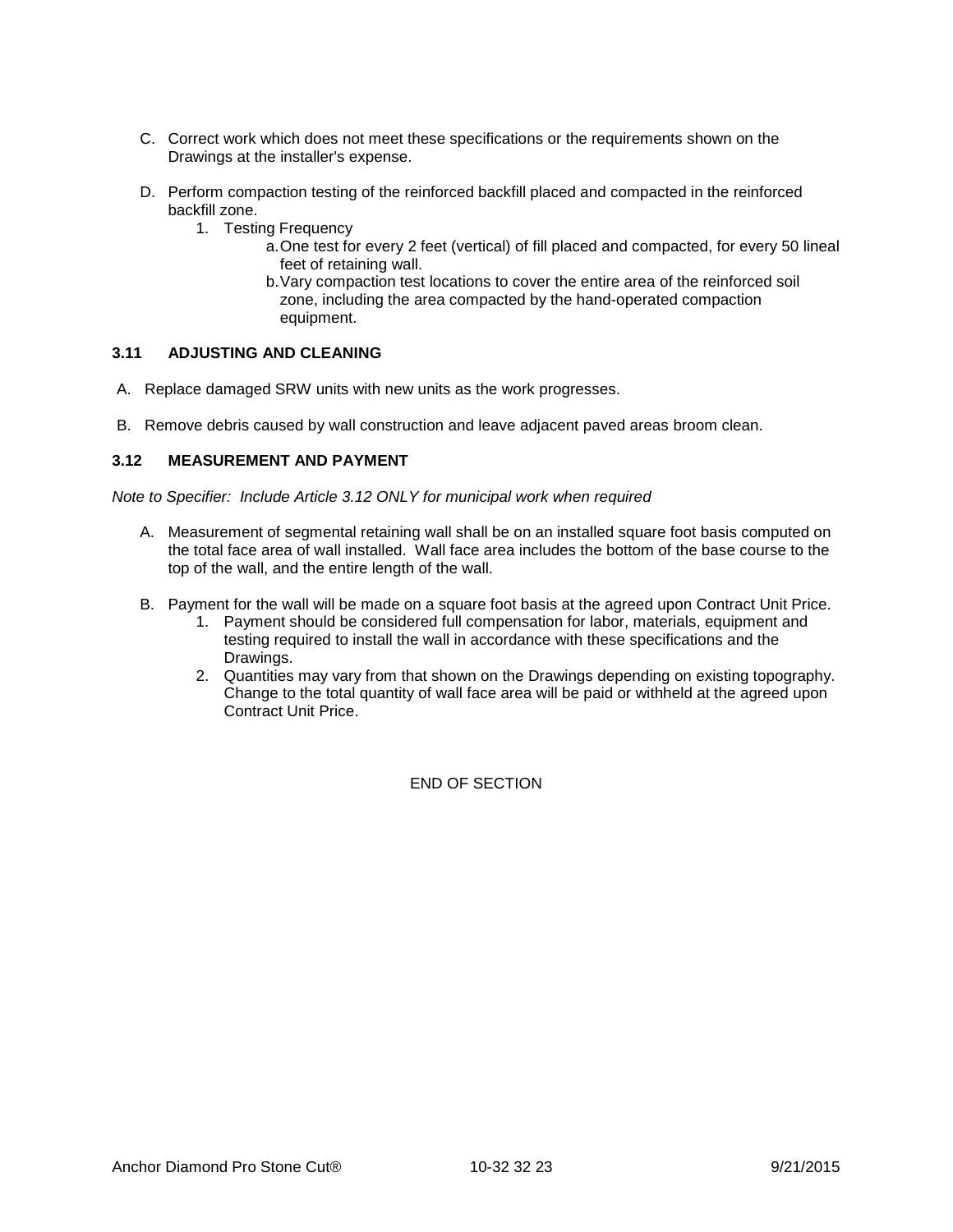C. Correct work which does not meet these specifications or the requirements shown on the Drawings at the installer's expense.

D. Perform compaction testing of the reinforced backfill placed and compacted in the reinforced backfill zone.
   1. Testing Frequency
      a. One test for every 2 feet (vertical) of fill placed and compacted, for every 50 lineal feet of retaining wall.
      b. Vary compaction test locations to cover the entire area of the reinforced soil zone, including the area compacted by the hand-operated compaction equipment.

### 3.11 ADJUSTING AND CLEANING

A. Replace damaged SRW units with new units as the work progresses.

B. Remove debris caused by wall construction and leave adjacent paved areas broom clean.

### 3.12 MEASUREMENT AND PAYMENT

*Note to Specifier: Include Article 3.12 ONLY for municipal work when required*

A. Measurement of segmental retaining wall shall be on an installed square foot basis computed on the total face area of wall installed. Wall face area includes the bottom of the base course to the top of the wall, and the entire length of the wall.

B. Payment for the wall will be made on a square foot basis at the agreed upon Contract Unit Price.
   1. Payment should be considered full compensation for labor, materials, equipment and testing required to install the wall in accordance with these specifications and the Drawings.
   2. Quantities may vary from that shown on the Drawings depending on existing topography. Change to the total quantity of wall face area will be paid or withheld at the agreed upon Contract Unit Price.

END OF SECTION